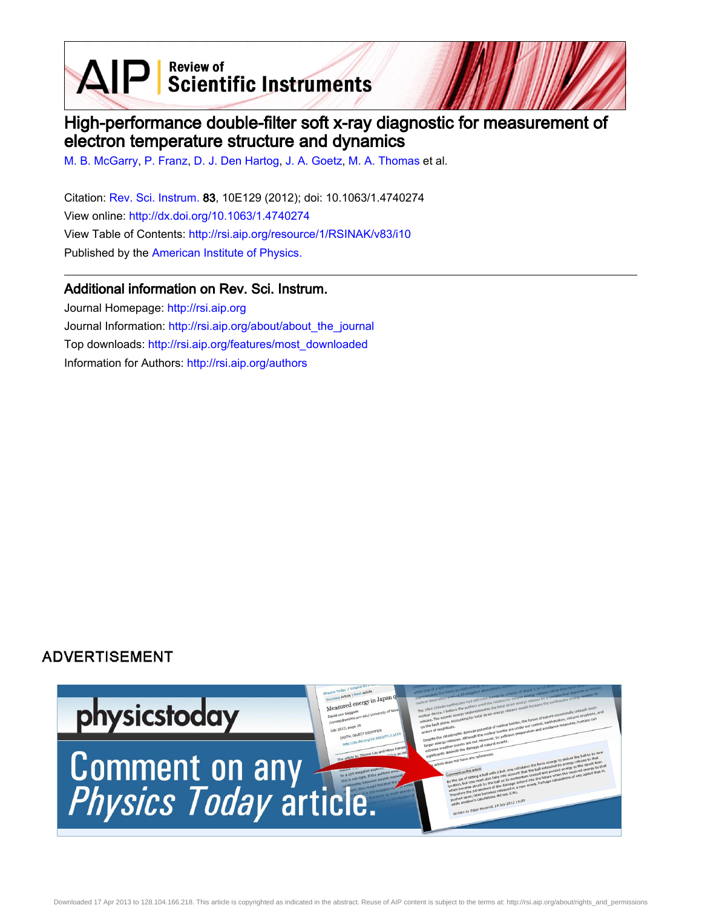AIP | Review of Scientific Instruments

# High-performance double-filter soft x-ray diagnostic for measurement of electron temperature structure and dynamics

M. B. McGarry, P. Franz, D. J. Den Hartog, J. A. Goetz, M. A. Thomas et al.

Citation: Rev. Sci. Instrum. **83**, 10E129 (2012); doi: 10.1063/1.4740274

View online: http://dx.doi.org/10.1063/1.4740274

View Table of Contents: http://rsi.aip.org/resource/1/RSINAK/v83/i10

Published by the American Institute of Physics.

## Additional information on Rev. Sci. Instrum.

Journal Homepage: http://rsi.aip.org

Journal Information: http://rsi.aip.org/about/about_the_journal

Top downloads: http://rsi.aip.org/features/most_downloaded

Information for Authors: http://rsi.aip.org/authors

ADVERTISEMENT

physicstoday

Comment on any *Physics Today* article.

Downloaded 17 Apr 2013 to 128.104.166.218. This article is copyrighted as indicated in the abstract. Reuse of AIP content is subject to the terms at: http://rsi.aip.org/about/rights_and_permissions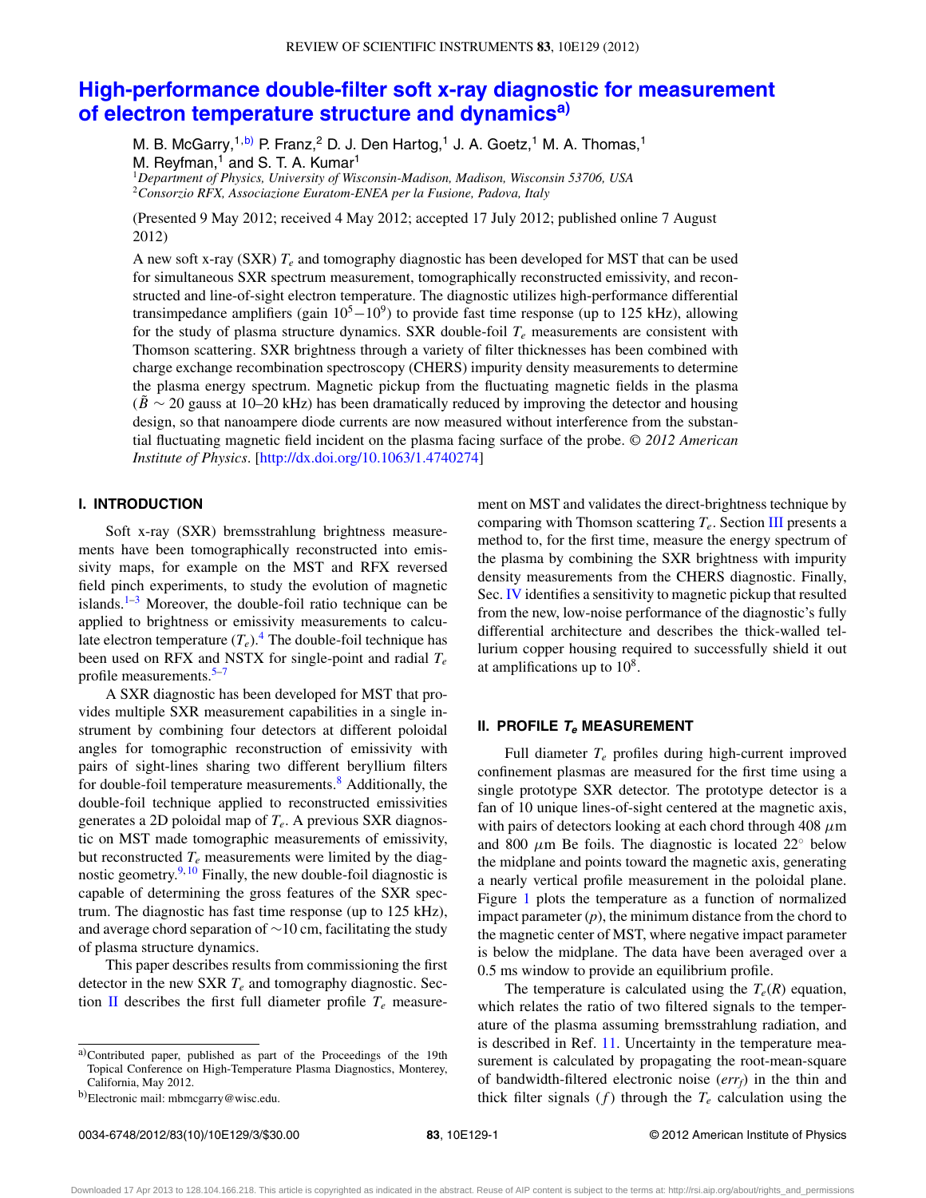# High-performance double-filter soft x-ray diagnostic for measurement of electron temperature structure and dynamics[a)]

M. B. McGarry,[1,b)] P. Franz,[2] D. J. Den Hartog,[1] J. A. Goetz,[1] M. A. Thomas,[1] M. Reyfman,[1] and S. T. A. Kumar[1]

[1]*Department of Physics, University of Wisconsin-Madison, Madison, Wisconsin 53706, USA*
[2]*Consorzio RFX, Associazione Euratom-ENEA per la Fusione, Padova, Italy*

(Presented 9 May 2012; received 4 May 2012; accepted 17 July 2012; published online 7 August 2012)

A new soft x-ray (SXR) $T_e$ and tomography diagnostic has been developed for MST that can be used for simultaneous SXR spectrum measurement, tomographically reconstructed emissivity, and reconstructed and line-of-sight electron temperature. The diagnostic utilizes high-performance differential transimpedance amplifiers (gain $10^5-10^9$) to provide fast time response (up to 125 kHz), allowing for the study of plasma structure dynamics. SXR double-foil $T_e$ measurements are consistent with Thomson scattering. SXR brightness through a variety of filter thicknesses has been combined with charge exchange recombination spectroscopy (CHERS) impurity density measurements to determine the plasma energy spectrum. Magnetic pickup from the fluctuating magnetic fields in the plasma ($\tilde{B} \sim 20$ gauss at 10–20 kHz) has been dramatically reduced by improving the detector and housing design, so that nanoampere diode currents are now measured without interference from the substantial fluctuating magnetic field incident on the plasma facing surface of the probe. *© 2012 American Institute of Physics*. [http://dx.doi.org/10.1063/1.4740274]

## I. INTRODUCTION

Soft x-ray (SXR) bremsstrahlung brightness measurements have been tomographically reconstructed into emissivity maps, for example on the MST and RFX reversed field pinch experiments, to study the evolution of magnetic islands.[1–3] Moreover, the double-foil ratio technique can be applied to brightness or emissivity measurements to calculate electron temperature ($T_e$).[4] The double-foil technique has been used on RFX and NSTX for single-point and radial $T_e$ profile measurements.[5–7]

A SXR diagnostic has been developed for MST that provides multiple SXR measurement capabilities in a single instrument by combining four detectors at different poloidal angles for tomographic reconstruction of emissivity with pairs of sight-lines sharing two different beryllium filters for double-foil temperature measurements.[8] Additionally, the double-foil technique applied to reconstructed emissivities generates a 2D poloidal map of $T_e$. A previous SXR diagnostic on MST made tomographic measurements of emissivity, but reconstructed $T_e$ measurements were limited by the diagnostic geometry.[9,10] Finally, the new double-foil diagnostic is capable of determining the gross features of the SXR spectrum. The diagnostic has fast time response (up to 125 kHz), and average chord separation of ~10 cm, facilitating the study of plasma structure dynamics.

This paper describes results from commissioning the first detector in the new SXR $T_e$ and tomography diagnostic. Section II describes the first full diameter profile $T_e$ measurement on MST and validates the direct-brightness technique by comparing with Thomson scattering $T_e$. Section III presents a method to, for the first time, measure the energy spectrum of the plasma by combining the SXR brightness with impurity density measurements from the CHERS diagnostic. Finally, Sec. IV identifies a sensitivity to magnetic pickup that resulted from the new, low-noise performance of the diagnostic's fully differential architecture and describes the thick-walled tellurium copper housing required to successfully shield it out at amplifications up to $10^8$.

## II. PROFILE $T_e$ MEASUREMENT

Full diameter $T_e$ profiles during high-current improved confinement plasmas are measured for the first time using a single prototype SXR detector. The prototype detector is a fan of 10 unique lines-of-sight centered at the magnetic axis, with pairs of detectors looking at each chord through 408 $\mu$m and 800 $\mu$m Be foils. The diagnostic is located 22° below the midplane and points toward the magnetic axis, generating a nearly vertical profile measurement in the poloidal plane. Figure 1 plots the temperature as a function of normalized impact parameter ($p$), the minimum distance from the chord to the magnetic center of MST, where negative impact parameter is below the midplane. The data have been averaged over a 0.5 ms window to provide an equilibrium profile.

The temperature is calculated using the $T_e(R)$ equation, which relates the ratio of two filtered signals to the temperature of the plasma assuming bremsstrahlung radiation, and is described in Ref. 11. Uncertainty in the temperature measurement is calculated by propagating the root-mean-square of bandwidth-filtered electronic noise ($err_f$) in the thin and thick filter signals ($f$) through the $T_e$ calculation using the

a)Contributed paper, published as part of the Proceedings of the 19th Topical Conference on High-Temperature Plasma Diagnostics, Monterey, California, May 2012.

b)Electronic mail: mbmcgarry@wisc.edu.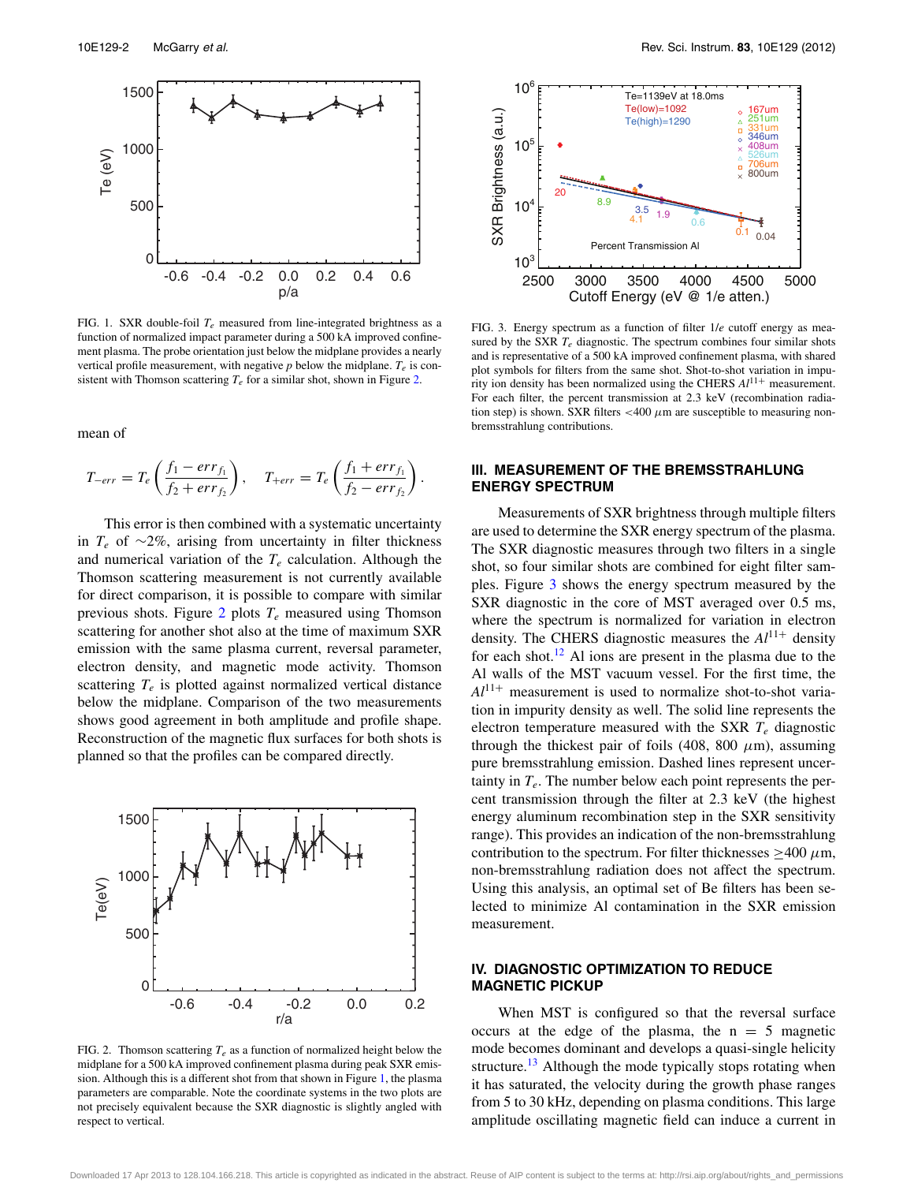mean of

$$T_{-err} = T_e\left(\frac{f_1 - err_{f_1}}{f_2 + err_{f_2}}\right), \quad T_{+err} = T_e\left(\frac{f_1 + err_{f_1}}{f_2 - err_{f_2}}\right).$$

This error is then combined with a systematic uncertainty in $T_e$ of ~2%, arising from uncertainty in filter thickness and numerical variation of the $T_e$ calculation. Although the Thomson scattering measurement is not currently available for direct comparison, it is possible to compare with similar previous shots. Figure 2 plots $T_e$ measured using Thomson scattering for another shot also at the time of maximum SXR emission with the same plasma current, reversal parameter, electron density, and magnetic mode activity. Thomson scattering $T_e$ is plotted against normalized vertical distance below the midplane. Comparison of the two measurements shows good agreement in both amplitude and profile shape. Reconstruction of the magnetic flux surfaces for both shots is planned so that the profiles can be compared directly.

FIG. 1. SXR double-foil $T_e$ measured from line-integrated brightness as a function of normalized impact parameter during a 500 kA improved confinement plasma. The probe orientation just below the midplane provides a nearly vertical profile measurement, with negative $p$ below the midplane. $T_e$ is consistent with Thomson scattering $T_e$ for a similar shot, shown in Figure 2.

FIG. 2. Thomson scattering $T_e$ as a function of normalized height below the midplane for a 500 kA improved confinement plasma during peak SXR emission. Although this is a different shot from that shown in Figure 1, the plasma parameters are comparable. Note the coordinate systems in the two plots are not precisely equivalent because the SXR diagnostic is slightly angled with respect to vertical.

FIG. 3. Energy spectrum as a function of filter 1/$e$ cutoff energy as measured by the SXR $T_e$ diagnostic. The spectrum combines four similar shots and is representative of a 500 kA improved confinement plasma, with shared plot symbols for filters from the same shot. Shot-to-shot variation in impurity ion density has been normalized using the CHERS $Al^{11+}$ measurement. For each filter, the percent transmission at 2.3 keV (recombination radiation step) is shown. SXR filters <400 $\mu$m are susceptible to measuring non-bremsstrahlung contributions.

## III. MEASUREMENT OF THE BREMSSTRAHLUNG ENERGY SPECTRUM

Measurements of SXR brightness through multiple filters are used to determine the SXR energy spectrum of the plasma. The SXR diagnostic measures through two filters in a single shot, so four similar shots are combined for eight filter samples. Figure 3 shows the energy spectrum measured by the SXR diagnostic in the core of MST averaged over 0.5 ms, where the spectrum is normalized for variation in electron density. The CHERS diagnostic measures the $Al^{11+}$ density for each shot.[12] Al ions are present in the plasma due to the Al walls of the MST vacuum vessel. For the first time, the $Al^{11+}$ measurement is used to normalize shot-to-shot variation in impurity density as well. The solid line represents the electron temperature measured with the SXR $T_e$ diagnostic through the thickest pair of foils (408, 800 $\mu$m), assuming pure bremsstrahlung emission. Dashed lines represent uncertainty in $T_e$. The number below each point represents the percent transmission through the filter at 2.3 keV (the highest energy aluminum recombination step in the SXR sensitivity range). This provides an indication of the non-bremsstrahlung contribution to the spectrum. For filter thicknesses $\geq$400 $\mu$m, non-bremsstrahlung radiation does not affect the spectrum. Using this analysis, an optimal set of Be filters has been selected to minimize Al contamination in the SXR emission measurement.

## IV. DIAGNOSTIC OPTIMIZATION TO REDUCE MAGNETIC PICKUP

When MST is configured so that the reversal surface occurs at the edge of the plasma, the n = 5 magnetic mode becomes dominant and develops a quasi-single helicity structure.[13] Although the mode typically stops rotating when it has saturated, the velocity during the growth phase ranges from 5 to 30 kHz, depending on plasma conditions. This large amplitude oscillating magnetic field can induce a current in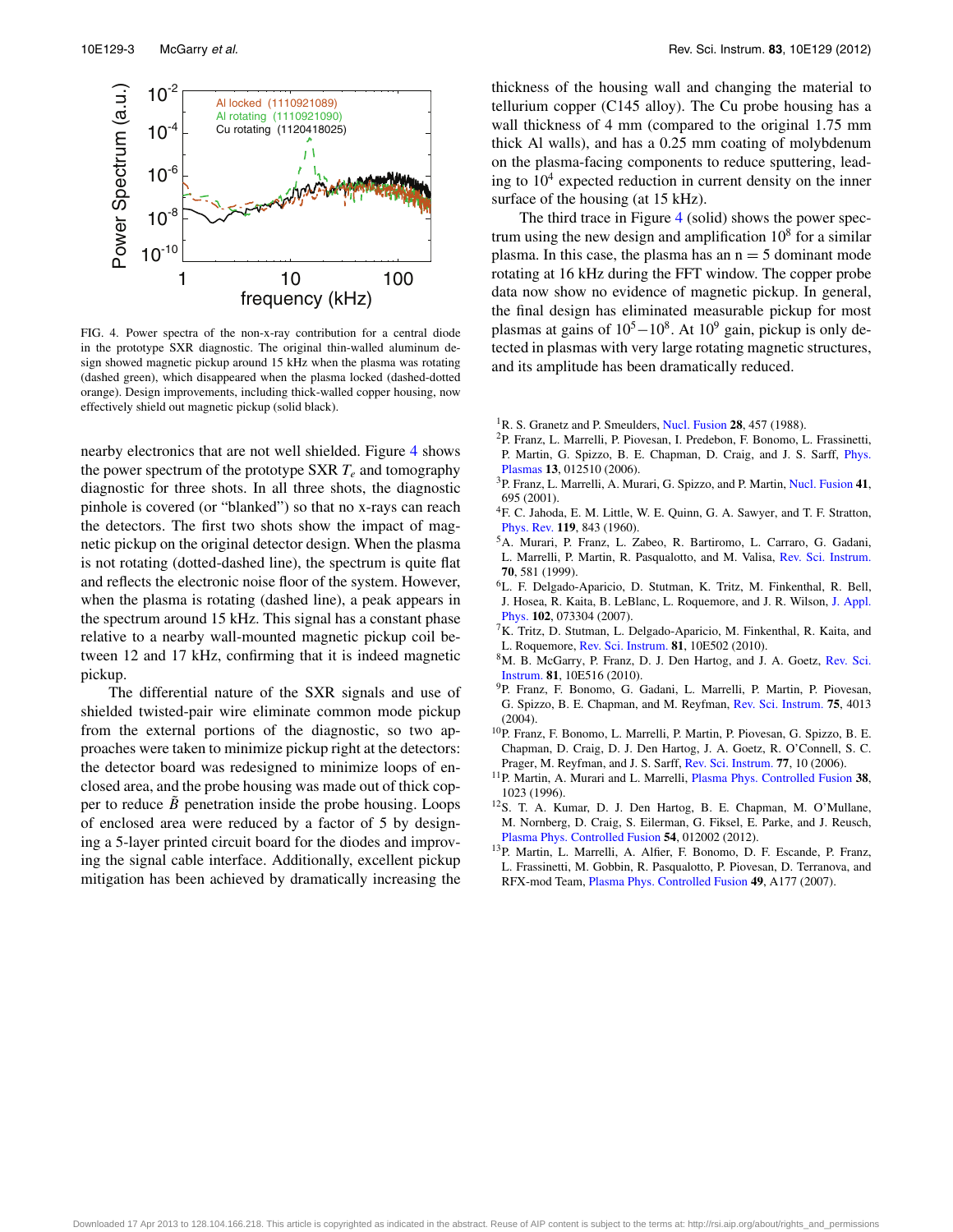Power Spectrum (a.u.)

$10^{-2}$
$10^{-4}$
$10^{-6}$
$10^{-8}$
$10^{-10}$

Al locked (1110921089)
Al rotating (1110921090)
Cu rotating (1120418025)

1
10
100
frequency (kHz)

FIG. 4. Power spectra of the non-x-ray contribution for a central diode in the prototype SXR diagnostic. The original thin-walled aluminum design showed magnetic pickup around 15 kHz when the plasma was rotating (dashed green), which disappeared when the plasma locked (dashed-dotted orange). Design improvements, including thick-walled copper housing, now effectively shield out magnetic pickup (solid black).

nearby electronics that are not well shielded. Figure 4 shows the power spectrum of the prototype SXR $T_e$ and tomography diagnostic for three shots. In all three shots, the diagnostic pinhole is covered (or "blanked") so that no x-rays can reach the detectors. The first two shots show the impact of magnetic pickup on the original detector design. When the plasma is not rotating (dotted-dashed line), the spectrum is quite flat and reflects the electronic noise floor of the system. However, when the plasma is rotating (dashed line), a peak appears in the spectrum around 15 kHz. This signal has a constant phase relative to a nearby wall-mounted magnetic pickup coil between 12 and 17 kHz, confirming that it is indeed magnetic pickup.

The differential nature of the SXR signals and use of shielded twisted-pair wire eliminate common mode pickup from the external portions of the diagnostic, so two approaches were taken to minimize pickup right at the detectors: the detector board was redesigned to minimize loops of enclosed area, and the probe housing was made out of thick copper to reduce $\tilde{B}$ penetration inside the probe housing. Loops of enclosed area were reduced by a factor of 5 by designing a 5-layer printed circuit board for the diodes and improving the signal cable interface. Additionally, excellent pickup mitigation has been achieved by dramatically increasing the thickness of the housing wall and changing the material to tellurium copper (C145 alloy). The Cu probe housing has a wall thickness of 4 mm (compared to the original 1.75 mm thick Al walls), and has a 0.25 mm coating of molybdenum on the plasma-facing components to reduce sputtering, leading to $10^4$ expected reduction in current density on the inner surface of the housing (at 15 kHz).

The third trace in Figure 4 (solid) shows the power spectrum using the new design and amplification $10^8$ for a similar plasma. In this case, the plasma has an n = 5 dominant mode rotating at 16 kHz during the FFT window. The copper probe data now show no evidence of magnetic pickup. In general, the final design has eliminated measurable pickup for most plasmas at gains of $10^5-10^8$. At $10^9$ gain, pickup is only detected in plasmas with very large rotating magnetic structures, and its amplitude has been dramatically reduced.

[1] R. S. Granetz and P. Smeulders, Nucl. Fusion **28**, 457 (1988).

[2] P. Franz, L. Marrelli, P. Piovesan, I. Predebon, F. Bonomo, L. Frassinetti, P. Martin, G. Spizzo, B. E. Chapman, D. Craig, and J. S. Sarff, Phys. Plasmas **13**, 012510 (2006).

[3] P. Franz, L. Marrelli, A. Murari, G. Spizzo, and P. Martin, Nucl. Fusion **41**, 695 (2001).

[4] F. C. Jahoda, E. M. Little, W. E. Quinn, G. A. Sawyer, and T. F. Stratton, Phys. Rev. **119**, 843 (1960).

[5] A. Murari, P. Franz, L. Zabeo, R. Bartiromo, L. Carraro, G. Gadani, L. Marrelli, P. Martin, R. Pasqualotto, and M. Valisa, Rev. Sci. Instrum. **70**, 581 (1999).

[6] L. F. Delgado-Aparicio, D. Stutman, K. Tritz, M. Finkenthal, R. Bell, J. Hosea, R. Kaita, B. LeBlanc, L. Roquemore, and J. R. Wilson, J. Appl. Phys. **102**, 073304 (2007).

[7] K. Tritz, D. Stutman, L. Delgado-Aparicio, M. Finkenthal, R. Kaita, and L. Roquemore, Rev. Sci. Instrum. **81**, 10E502 (2010).

[8] M. B. McGarry, P. Franz, D. J. Den Hartog, and J. A. Goetz, Rev. Sci. Instrum. **81**, 10E516 (2010).

[9] P. Franz, F. Bonomo, G. Gadani, L. Marrelli, P. Martin, P. Piovesan, G. Spizzo, B. E. Chapman, and M. Reyfman, Rev. Sci. Instrum. **75**, 4013 (2004).

[10] P. Franz, F. Bonomo, L. Marrelli, P. Martin, P. Piovesan, G. Spizzo, B. E. Chapman, D. Craig, D. J. Den Hartog, J. A. Goetz, R. O'Connell, S. C. Prager, M. Reyfman, and J. S. Sarff, Rev. Sci. Instrum. **77**, 10 (2006).

[11] P. Martin, A. Murari and L. Marrelli, Plasma Phys. Controlled Fusion **38**, 1023 (1996).

[12] S. T. A. Kumar, D. J. Den Hartog, B. E. Chapman, M. O'Mullane, M. Nornberg, D. Craig, S. Eilerman, G. Fiksel, E. Parke, and J. Reusch, Plasma Phys. Controlled Fusion **54**, 012002 (2012).

[13] P. Martin, L. Marrelli, A. Alfier, F. Bonomo, D. F. Escande, P. Franz, L. Frassinetti, M. Gobbin, R. Pasqualotto, P. Piovesan, D. Terranova, and RFX-mod Team, Plasma Phys. Controlled Fusion **49**, A177 (2007).